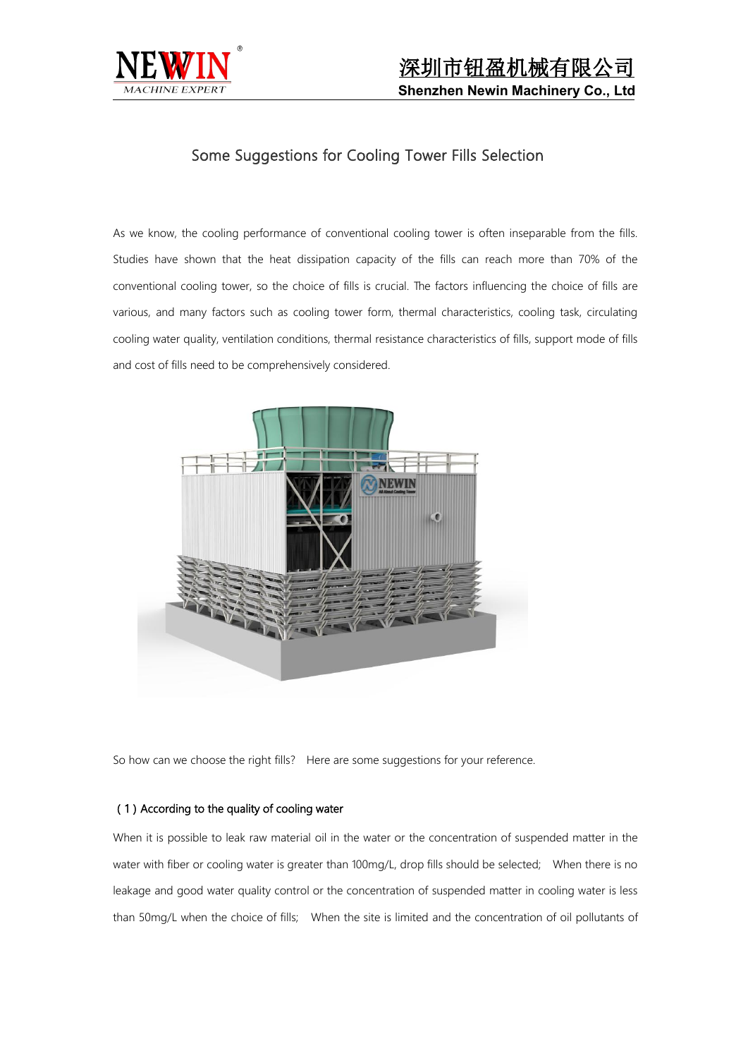# Some Suggestions for Cooling Tower Fills Selection

As we know, the cooling performance of conventional cooling tower is often inseparable from the fills. Studies have shown that the heat dissipation capacity of the fills can reach more than 70% of the conventional cooling tower, so the choice of fills is crucial. The factors influencing the choice of fills are various, and many factors such as cooling tower form, thermal characteristics, cooling task, circulating cooling water quality, ventilation conditions, thermal resistance characteristics of fills, support mode of fills and cost of fills need to be comprehensively considered.

So how can we choose the right fills? Here are some suggestions for your reference.

## (1) According to the quality of cooling water

When it is possible to leak raw material oil in the water or the concentration of suspended matter in the water with fiber or cooling water is greater than 100mg/L, drop fills should be selected; When there is no leakage and good water quality control or the concentration of suspended matter in cooling water is less than 50mg/L when the choice of fills; When the site is limited and the concentration of oil pollutants of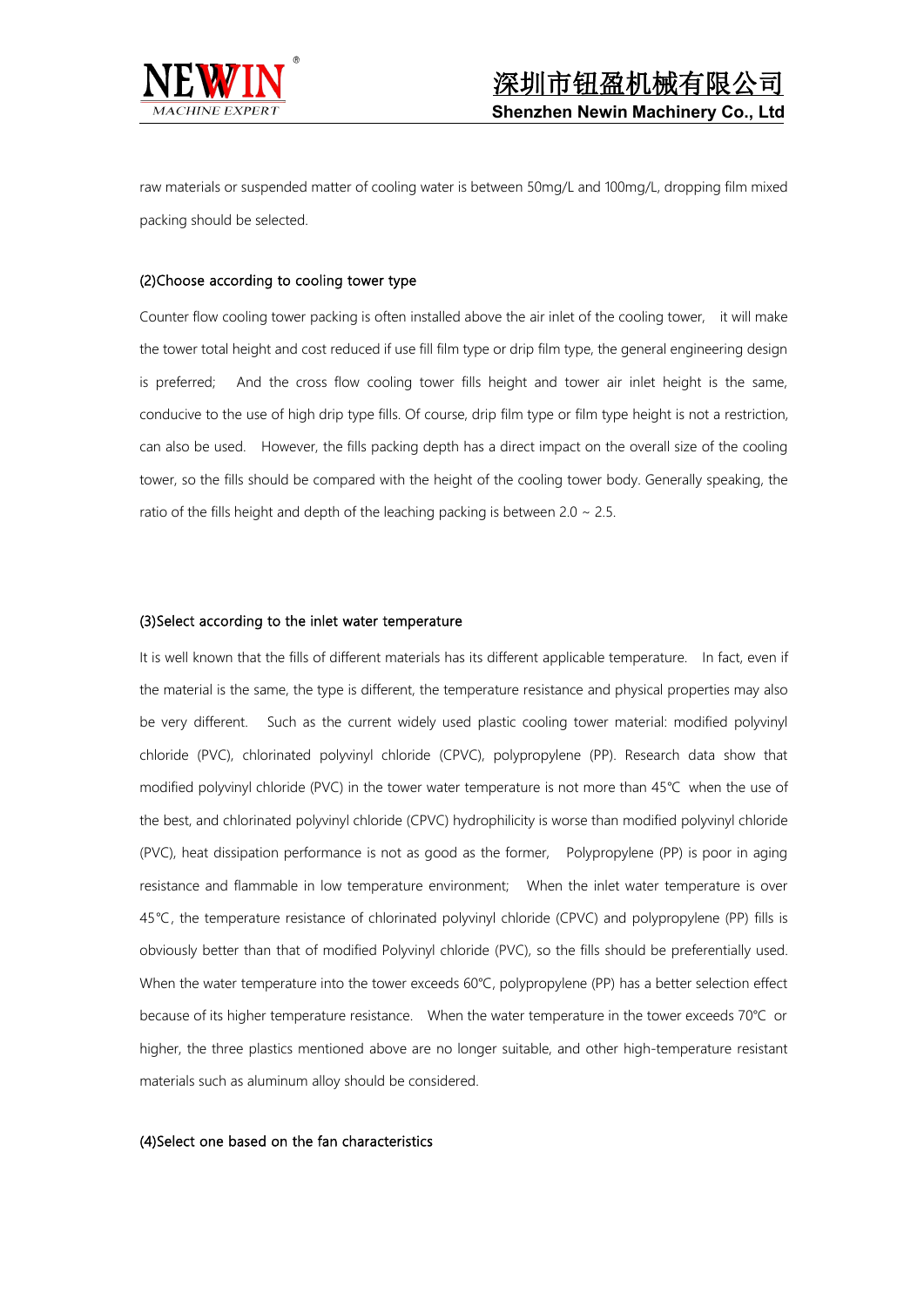raw materials or suspended matter of cooling water is between 50mg/L and 100mg/L, dropping film mixed packing should be selected.

(2)Choose according to cooling tower type

Counter flow cooling tower packing is often installed above the air inlet of the cooling tower, it will make the tower total height and cost reduced if use fill film type or drip film type, the general engineering design is preferred; And the cross flow cooling tower fills height and tower air inlet height is the same, conducive to the use of high drip type fills. Of course, drip film type or film type height is not a restriction, can also be used. However, the fills packing depth has a direct impact on the overall size of the cooling tower, so the fills should be compared with the height of the cooling tower body. Generally speaking, the ratio of the fills height and depth of the leaching packing is between 2.0 ~ 2.5.

(3)Select according to the inlet water temperature

It is well known that the fills of different materials has its different applicable temperature. In fact, even if the material is the same, the type is different, the temperature resistance and physical properties may also be very different. Such as the current widely used plastic cooling tower material: modified polyvinyl chloride (PVC), chlorinated polyvinyl chloride (CPVC), polypropylene (PP). Research data show that modified polyvinyl chloride (PVC) in the tower water temperature is not more than 45℃ when the use of the best, and chlorinated polyvinyl chloride (CPVC) hydrophilicity is worse than modified polyvinyl chloride (PVC), heat dissipation performance is not as good as the former, Polypropylene (PP) is poor in aging resistance and flammable in low temperature environment; When the inlet water temperature is over 45℃, the temperature resistance of chlorinated polyvinyl chloride (CPVC) and polypropylene (PP) fills is obviously better than that of modified Polyvinyl chloride (PVC), so the fills should be preferentially used. When the water temperature into the tower exceeds 60℃, polypropylene (PP) has a better selection effect because of its higher temperature resistance. When the water temperature in the tower exceeds 70℃ or higher, the three plastics mentioned above are no longer suitable, and other high-temperature resistant materials such as aluminum alloy should be considered.

(4)Select one based on the fan characteristics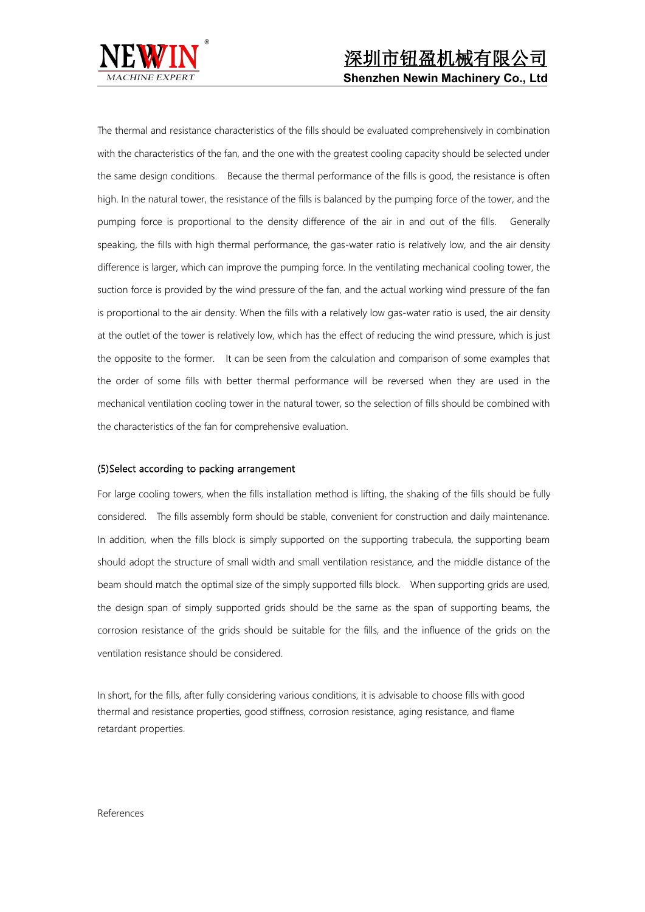The thermal and resistance characteristics of the fills should be evaluated comprehensively in combination with the characteristics of the fan, and the one with the greatest cooling capacity should be selected under the same design conditions. Because the thermal performance of the fills is good, the resistance is often high. In the natural tower, the resistance of the fills is balanced by the pumping force of the tower, and the pumping force is proportional to the density difference of the air in and out of the fills. Generally speaking, the fills with high thermal performance, the gas-water ratio is relatively low, and the air density difference is larger, which can improve the pumping force. In the ventilating mechanical cooling tower, the suction force is provided by the wind pressure of the fan, and the actual working wind pressure of the fan is proportional to the air density. When the fills with a relatively low gas-water ratio is used, the air density at the outlet of the tower is relatively low, which has the effect of reducing the wind pressure, which is just the opposite to the former. It can be seen from the calculation and comparison of some examples that the order of some fills with better thermal performance will be reversed when they are used in the mechanical ventilation cooling tower in the natural tower, so the selection of fills should be combined with the characteristics of the fan for comprehensive evaluation.

### (5)Select according to packing arrangement

For large cooling towers, when the fills installation method is lifting, the shaking of the fills should be fully considered. The fills assembly form should be stable, convenient for construction and daily maintenance. In addition, when the fills block is simply supported on the supporting trabecula, the supporting beam should adopt the structure of small width and small ventilation resistance, and the middle distance of the beam should match the optimal size of the simply supported fills block. When supporting grids are used, the design span of simply supported grids should be the same as the span of supporting beams, the corrosion resistance of the grids should be suitable for the fills, and the influence of the grids on the ventilation resistance should be considered.

In short, for the fills, after fully considering various conditions, it is advisable to choose fills with good thermal and resistance properties, good stiffness, corrosion resistance, aging resistance, and flame retardant properties.

References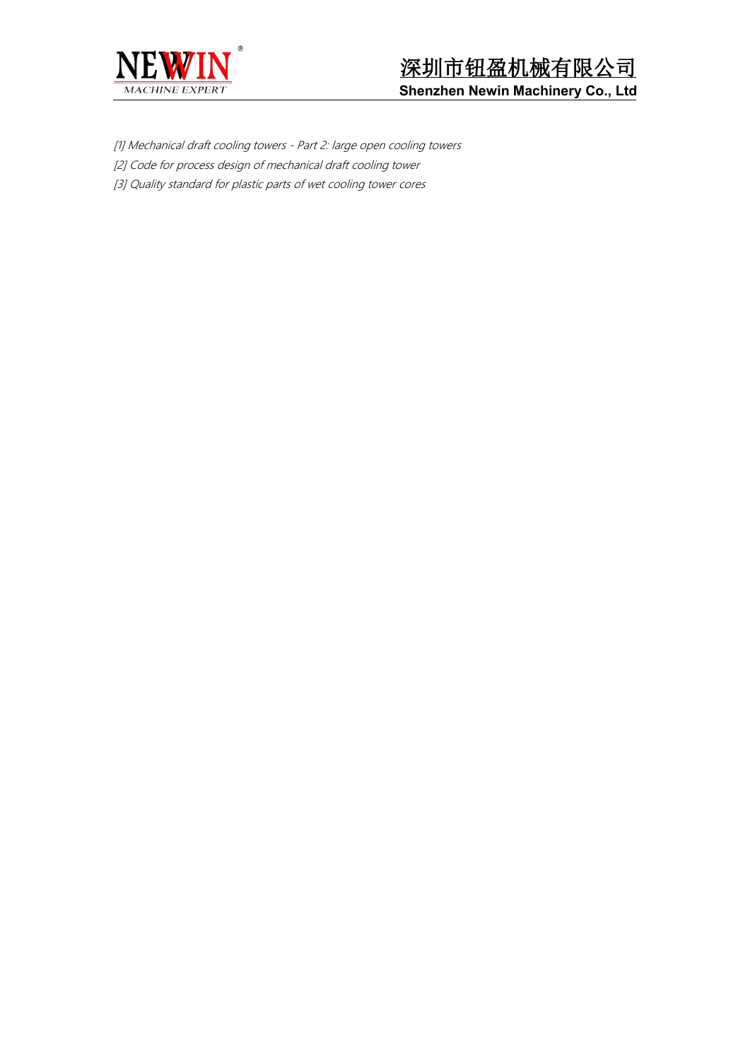*[1] Mechanical draft cooling towers - Part 2: large open cooling towers*

*[2] Code for process design of mechanical draft cooling tower*

*[3] Quality standard for plastic parts of wet cooling tower cores*